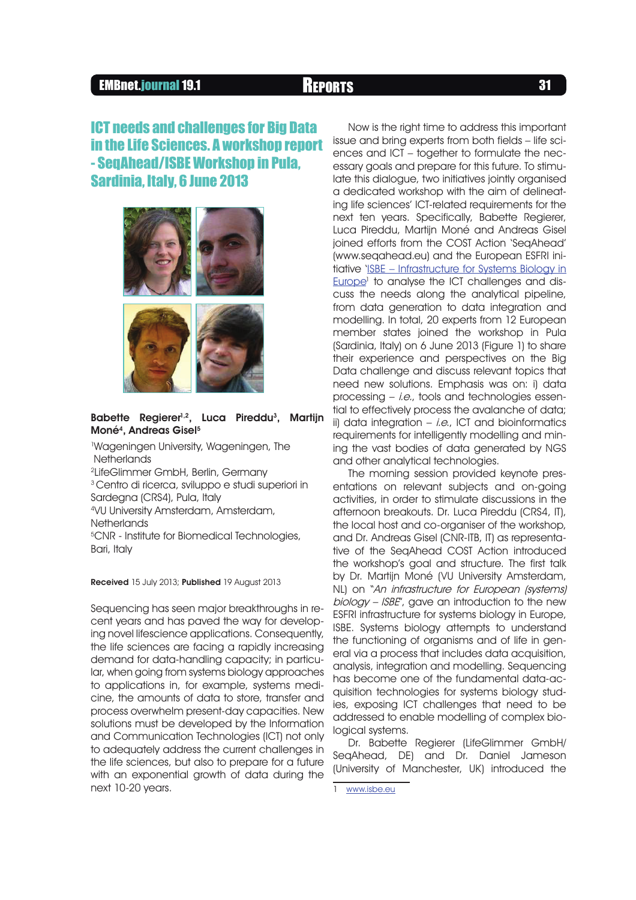# ICT needs and challenges for Big Data in the Life Sciences. A workshop report - SeqAhead/ISBE Workshop in Pula, Sardinia, Italy, 6 June 2013

**Babette Regierer[1,2], Luca Pireddu[3], Martijn Moné[4], Andreas Gisel[5]**

[1]Wageningen University, Wageningen, The Netherlands
[2]LifeGlimmer GmbH, Berlin, Germany
[3]Centro di ricerca, sviluppo e studi superiori in Sardegna (CRS4), Pula, Italy
[4]VU University Amsterdam, Amsterdam, Netherlands
[5]CNR - Institute for Biomedical Technologies, Bari, Italy

**Received** 15 July 2013; **Published** 19 August 2013

Sequencing has seen major breakthroughs in recent years and has paved the way for developing novel lifescience applications. Consequently, the life sciences are facing a rapidly increasing demand for data-handling capacity; in particular, when going from systems biology approaches to applications in, for example, systems medicine, the amounts of data to store, transfer and process overwhelm present-day capacities. New solutions must be developed by the Information and Communication Technologies (ICT) not only to adequately address the current challenges in the life sciences, but also to prepare for a future with an exponential growth of data during the next 10-20 years.

Now is the right time to address this important issue and bring experts from both fields – life sciences and ICT – together to formulate the necessary goals and prepare for this future. To stimulate this dialogue, two initiatives jointly organised a dedicated workshop with the aim of delineating life sciences' ICT-related requirements for the next ten years. Specifically, Babette Regierer, Luca Pireddu, Martijn Moné and Andreas Gisel joined efforts from the COST Action 'SeqAhead' (www.seqahead.eu) and the European ESFRI initiative 'ISBE – Infrastructure for Systems Biology in Europe'[1] to analyse the ICT challenges and discuss the needs along the analytical pipeline, from data generation to data integration and modelling. In total, 20 experts from 12 European member states joined the workshop in Pula (Sardinia, Italy) on 6 June 2013 (Figure 1) to share their experience and perspectives on the Big Data challenge and discuss relevant topics that need new solutions. Emphasis was on: i) data processing – *i.e.*, tools and technologies essential to effectively process the avalanche of data; ii) data integration – *i.e.*, ICT and bioinformatics requirements for intelligently modelling and mining the vast bodies of data generated by NGS and other analytical technologies.

The morning session provided keynote presentations on relevant subjects and on-going activities, in order to stimulate discussions in the afternoon breakouts. Dr. Luca Pireddu (CRS4, IT), the local host and co-organiser of the workshop, and Dr. Andreas Gisel (CNR-ITB, IT) as representative of the SeqAhead COST Action introduced the workshop's goal and structure. The first talk by Dr. Martijn Moné (VU University Amsterdam, NL) on "*An infrastructure for European (systems) biology – ISBE*", gave an introduction to the new ESFRI infrastructure for systems biology in Europe, ISBE. Systems biology attempts to understand the functioning of organisms and of life in general via a process that includes data acquisition, analysis, integration and modelling. Sequencing has become one of the fundamental data-acquisition technologies for systems biology studies, exposing ICT challenges that need to be addressed to enable modelling of complex biological systems.

Dr. Babette Regierer (LifeGlimmer GmbH/ SeqAhead, DE) and Dr. Daniel Jameson (University of Manchester, UK) introduced the

1 www.isbe.eu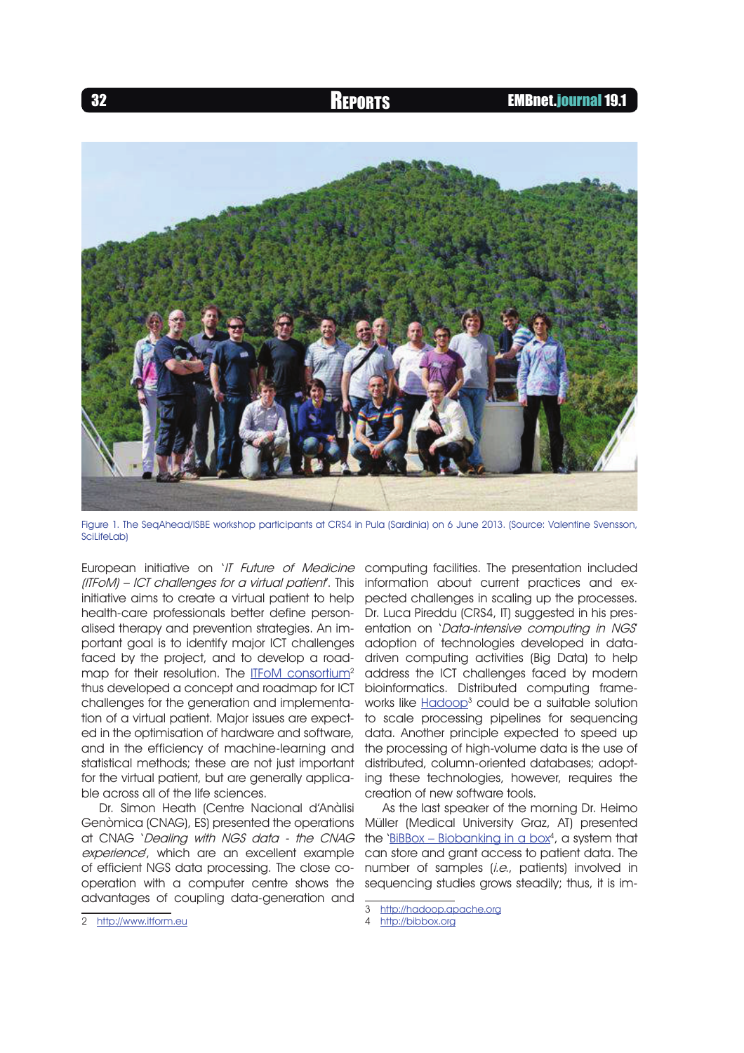Figure 1. The SeqAhead/ISBE workshop participants at CRS4 in Pula (Sardinia) on 6 June 2013. (Source: Valentine Svensson, SciLifeLab)

European initiative on '*IT Future of Medicine (ITFoM) – ICT challenges for a virtual patient*'. This initiative aims to create a virtual patient to help health-care professionals better define personalised therapy and prevention strategies. An important goal is to identify major ICT challenges faced by the project, and to develop a roadmap for their resolution. The ITFoM consortium[2] thus developed a concept and roadmap for ICT challenges for the generation and implementation of a virtual patient. Major issues are expected in the optimisation of hardware and software, and in the efficiency of machine-learning and statistical methods; these are not just important for the virtual patient, but are generally applicable across all of the life sciences.

Dr. Simon Heath (Centre Nacional d'Anàlisi Genòmica (CNAG), ES) presented the operations at CNAG '*Dealing with NGS data - the CNAG experience*', which are an excellent example of efficient NGS data processing. The close co-operation with a computer centre shows the advantages of coupling data-generation and computing facilities. The presentation included information about current practices and expected challenges in scaling up the processes. Dr. Luca Pireddu (CRS4, IT) suggested in his presentation on '*Data-intensive computing in NGS*' adoption of technologies developed in data-driven computing activities (Big Data) to help address the ICT challenges faced by modern bioinformatics. Distributed computing frameworks like Hadoop[3] could be a suitable solution to scale processing pipelines for sequencing data. Another principle expected to speed up the processing of high-volume data is the use of distributed, column-oriented databases; adopting these technologies, however, requires the creation of new software tools.

As the last speaker of the morning Dr. Heimo Müller (Medical University Graz, AT) presented the 'BiBBox – Biobanking in a box[4], a system that can store and grant access to patient data. The number of samples (*i.e.*, patients) involved in sequencing studies grows steadily; thus, it is im-

2 http://www.itform.eu

3 http://hadoop.apache.org

4 http://bibbox.org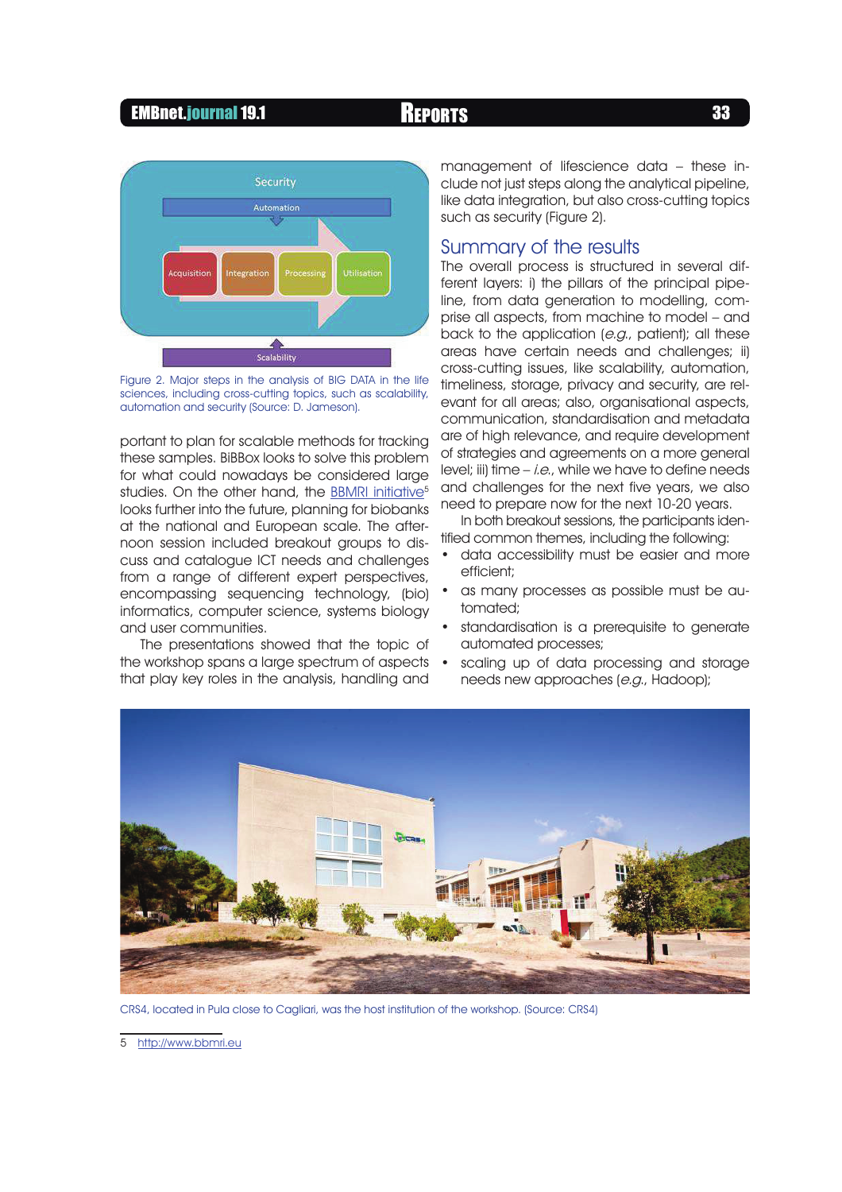Figure 2. Major steps in the analysis of BIG DATA in the life sciences, including cross-cutting topics, such as scalability, automation and security (Source: D. Jameson).

portant to plan for scalable methods for tracking these samples. BiBBox looks to solve this problem for what could nowadays be considered large studies. On the other hand, the BBMRI initiative[5] looks further into the future, planning for biobanks at the national and European scale. The afternoon session included breakout groups to discuss and catalogue ICT needs and challenges from a range of different expert perspectives, encompassing sequencing technology, (bio) informatics, computer science, systems biology and user communities.

The presentations showed that the topic of the workshop spans a large spectrum of aspects that play key roles in the analysis, handling and management of lifescience data – these include not just steps along the analytical pipeline, like data integration, but also cross-cutting topics such as security (Figure 2).

## Summary of the results

The overall process is structured in several different layers: i) the pillars of the principal pipeline, from data generation to modelling, comprise all aspects, from machine to model – and back to the application (*e.g.*, patient); all these areas have certain needs and challenges; ii) cross-cutting issues, like scalability, automation, timeliness, storage, privacy and security, are relevant for all areas; also, organisational aspects, communication, standardisation and metadata are of high relevance, and require development of strategies and agreements on a more general level; iii) time – *i.e.*, while we have to define needs and challenges for the next five years, we also need to prepare now for the next 10-20 years.

In both breakout sessions, the participants identified common themes, including the following:

- data accessibility must be easier and more efficient;
- as many processes as possible must be automated;
- standardisation is a prerequisite to generate automated processes;
- scaling up of data processing and storage needs new approaches (*e.g.*, Hadoop);

CRS4, located in Pula close to Cagliari, was the host institution of the workshop. (Source: CRS4)

5 http://www.bbmri.eu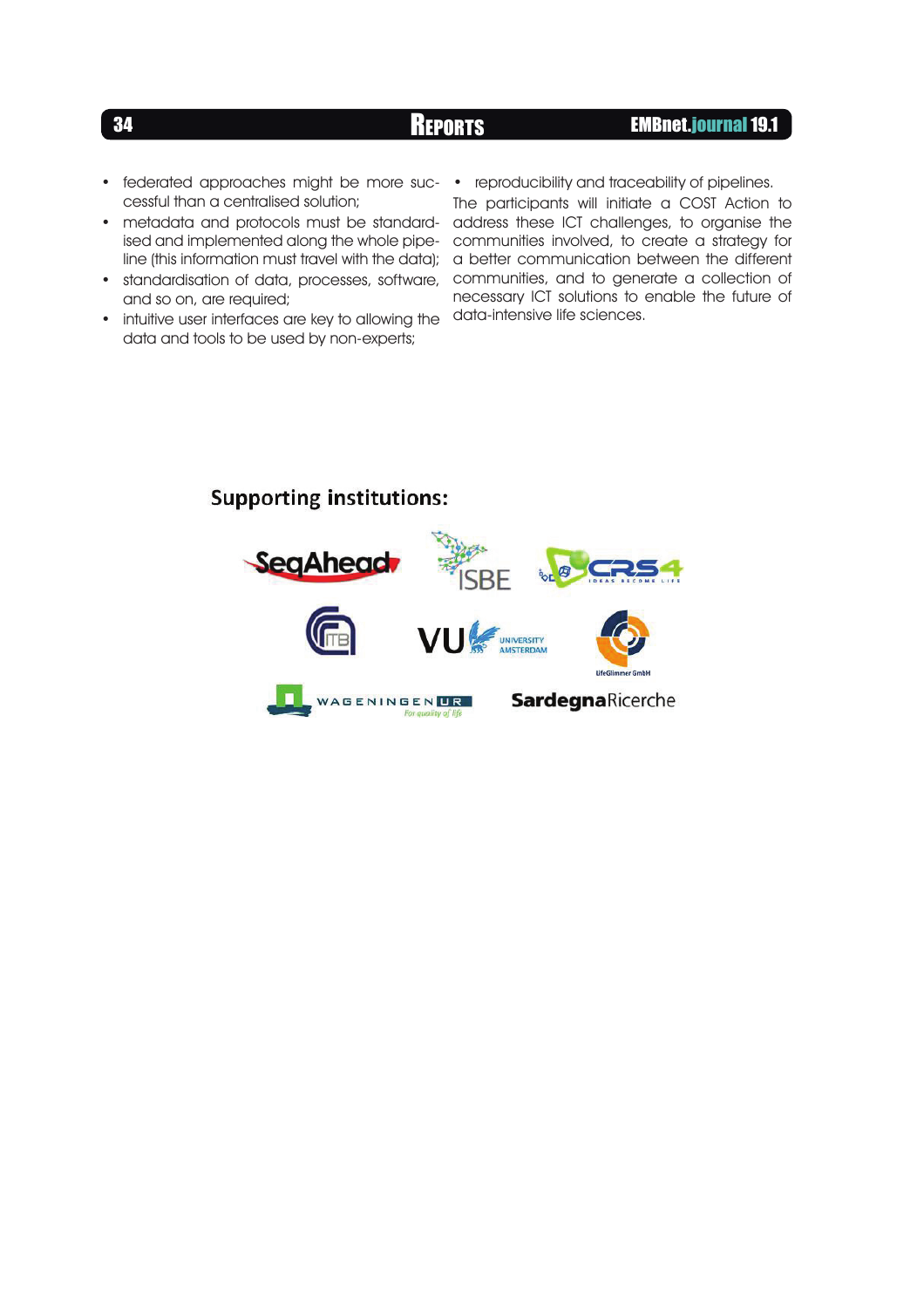- federated approaches might be more successful than a centralised solution;
- metadata and protocols must be standardised and implemented along the whole pipeline (this information must travel with the data);
- standardisation of data, processes, software, and so on, are required;
- intuitive user interfaces are key to allowing the data and tools to be used by non-experts;
- reproducibility and traceability of pipelines.

The participants will initiate a COST Action to address these ICT challenges, to organise the communities involved, to create a strategy for a better communication between the different communities, and to generate a collection of necessary ICT solutions to enable the future of data-intensive life sciences.

**Supporting institutions:**

SeqAhead ISBE CRS4
ITB VU University Amsterdam LifeGlimmer GmbH
Wageningen UR Sardegna Ricerche